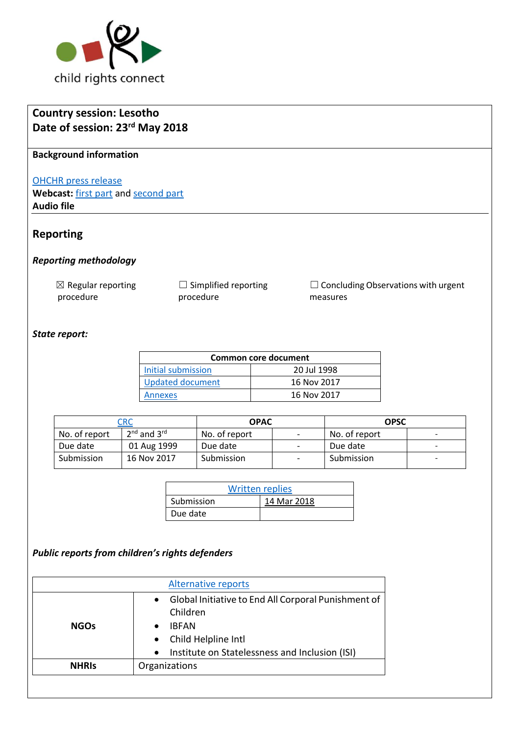child rights connect

**Country session: Lesotho**
**Date of session: 23rd May 2018**

**Background information**

OHCHR press release
**Webcast:** first part and second part
**Audio file**

## Reporting

### *Reporting methodology*

☒ Regular reporting procedure ☐ Simplified reporting procedure ☐ Concluding Observations with urgent measures

### *State report:*

| Common core document | |
|---|---|
| Initial submission | 20 Jul 1998 |
| Updated document | 16 Nov 2017 |
| Annexes | 16 Nov 2017 |

| CRC | | OPAC | | OPSC | |
|---|---|---|---|---|---|
| No. of report | 2nd and 3rd | No. of report | - | No. of report | - |
| Due date | 01 Aug 1999 | Due date | - | Due date | - |
| Submission | 16 Nov 2017 | Submission | - | Submission | - |

| Written replies | |
|---|---|
| Submission | 14 Mar 2018 |
| Due date | |

### *Public reports from children's rights defenders*

| Alternative reports | |
|---|---|
| **NGOs** | • Global Initiative to End All Corporal Punishment of Children<br>• IBFAN<br>• Child Helpline Intl<br>• Institute on Statelessness and Inclusion (ISI) |
| **NHRIs** | Organizations |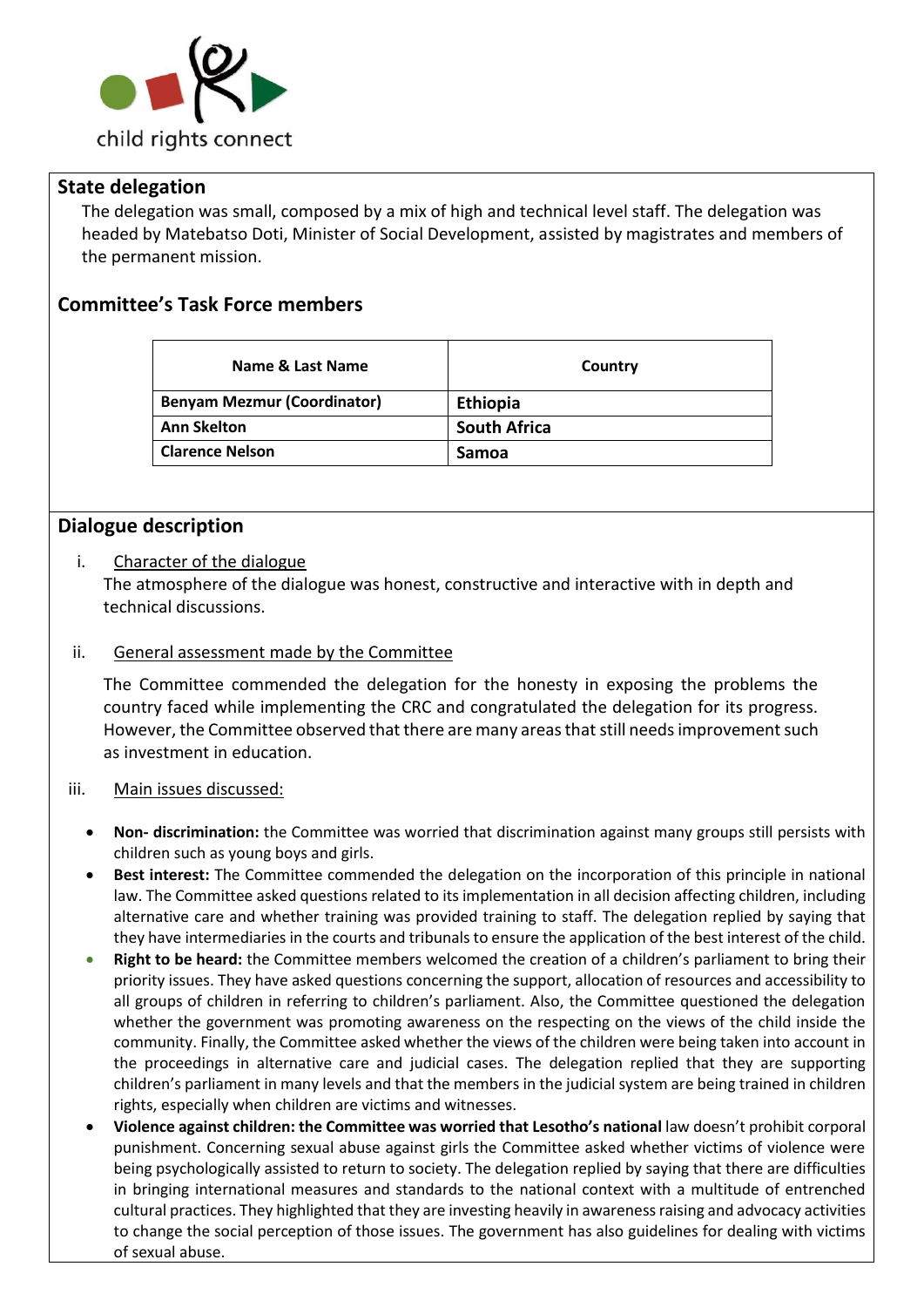## State delegation

The delegation was small, composed by a mix of high and technical level staff. The delegation was headed by Matebatso Doti, Minister of Social Development, assisted by magistrates and members of the permanent mission.

## Committee's Task Force members

| Name & Last Name | Country |
|---|---|
| **Benyam Mezmur (Coordinator)** | **Ethiopia** |
| **Ann Skelton** | **South Africa** |
| **Clarence Nelson** | **Samoa** |

## Dialogue description

i. Character of the dialogue

The atmosphere of the dialogue was honest, constructive and interactive with in depth and technical discussions.

ii. General assessment made by the Committee

The Committee commended the delegation for the honesty in exposing the problems the country faced while implementing the CRC and congratulated the delegation for its progress. However, the Committee observed that there are many areas that still needs improvement such as investment in education.

iii. Main issues discussed:

- **Non- discrimination:** the Committee was worried that discrimination against many groups still persists with children such as young boys and girls.
- **Best interest:** The Committee commended the delegation on the incorporation of this principle in national law. The Committee asked questions related to its implementation in all decision affecting children, including alternative care and whether training was provided training to staff. The delegation replied by saying that they have intermediaries in the courts and tribunals to ensure the application of the best interest of the child.
- **Right to be heard:** the Committee members welcomed the creation of a children's parliament to bring their priority issues. They have asked questions concerning the support, allocation of resources and accessibility to all groups of children in referring to children's parliament. Also, the Committee questioned the delegation whether the government was promoting awareness on the respecting on the views of the child inside the community. Finally, the Committee asked whether the views of the children were being taken into account in the proceedings in alternative care and judicial cases. The delegation replied that they are supporting children's parliament in many levels and that the members in the judicial system are being trained in children rights, especially when children are victims and witnesses.
- **Violence against children: the Committee was worried that Lesotho's national** law doesn't prohibit corporal punishment. Concerning sexual abuse against girls the Committee asked whether victims of violence were being psychologically assisted to return to society. The delegation replied by saying that there are difficulties in bringing international measures and standards to the national context with a multitude of entrenched cultural practices. They highlighted that they are investing heavily in awareness raising and advocacy activities to change the social perception of those issues. The government has also guidelines for dealing with victims of sexual abuse.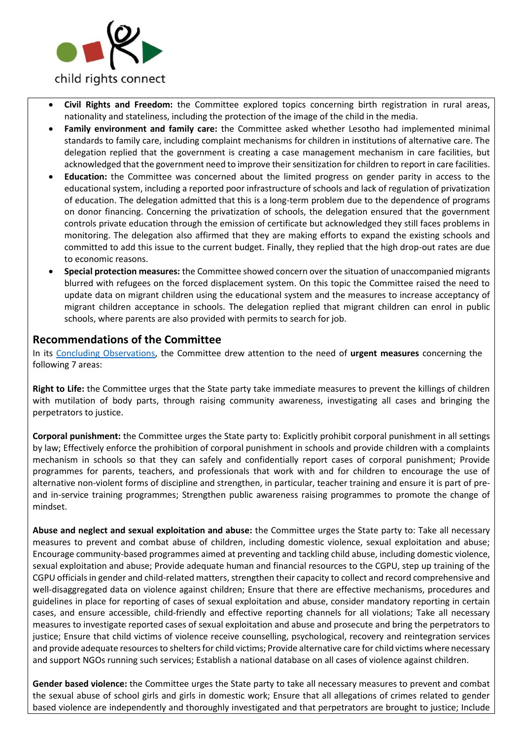- **Civil Rights and Freedom:** the Committee explored topics concerning birth registration in rural areas, nationality and stateliness, including the protection of the image of the child in the media.
- **Family environment and family care:** the Committee asked whether Lesotho had implemented minimal standards to family care, including complaint mechanisms for children in institutions of alternative care. The delegation replied that the government is creating a case management mechanism in care facilities, but acknowledged that the government need to improve their sensitization for children to report in care facilities.
- **Education:** the Committee was concerned about the limited progress on gender parity in access to the educational system, including a reported poor infrastructure of schools and lack of regulation of privatization of education. The delegation admitted that this is a long-term problem due to the dependence of programs on donor financing. Concerning the privatization of schools, the delegation ensured that the government controls private education through the emission of certificate but acknowledged they still faces problems in monitoring. The delegation also affirmed that they are making efforts to expand the existing schools and committed to add this issue to the current budget. Finally, they replied that the high drop-out rates are due to economic reasons.
- **Special protection measures:** the Committee showed concern over the situation of unaccompanied migrants blurred with refugees on the forced displacement system. On this topic the Committee raised the need to update data on migrant children using the educational system and the measures to increase acceptancy of migrant children acceptance in schools. The delegation replied that migrant children can enrol in public schools, where parents are also provided with permits to search for job.

## Recommendations of the Committee

In its [Concluding Observations](), the Committee drew attention to the need of **urgent measures** concerning the following 7 areas:

**Right to Life:** the Committee urges that the State party take immediate measures to prevent the killings of children with mutilation of body parts, through raising community awareness, investigating all cases and bringing the perpetrators to justice.

**Corporal punishment:** the Committee urges the State party to: Explicitly prohibit corporal punishment in all settings by law; Effectively enforce the prohibition of corporal punishment in schools and provide children with a complaints mechanism in schools so that they can safely and confidentially report cases of corporal punishment; Provide programmes for parents, teachers, and professionals that work with and for children to encourage the use of alternative non-violent forms of discipline and strengthen, in particular, teacher training and ensure it is part of pre- and in-service training programmes; Strengthen public awareness raising programmes to promote the change of mindset.

**Abuse and neglect and sexual exploitation and abuse:** the Committee urges the State party to: Take all necessary measures to prevent and combat abuse of children, including domestic violence, sexual exploitation and abuse; Encourage community-based programmes aimed at preventing and tackling child abuse, including domestic violence, sexual exploitation and abuse; Provide adequate human and financial resources to the CGPU, step up training of the CGPU officials in gender and child-related matters, strengthen their capacity to collect and record comprehensive and well-disaggregated data on violence against children; Ensure that there are effective mechanisms, procedures and guidelines in place for reporting of cases of sexual exploitation and abuse, consider mandatory reporting in certain cases, and ensure accessible, child-friendly and effective reporting channels for all violations; Take all necessary measures to investigate reported cases of sexual exploitation and abuse and prosecute and bring the perpetrators to justice; Ensure that child victims of violence receive counselling, psychological, recovery and reintegration services and provide adequate resources to shelters for child victims; Provide alternative care for child victims where necessary and support NGOs running such services; Establish a national database on all cases of violence against children.

**Gender based violence:** the Committee urges the State party to take all necessary measures to prevent and combat the sexual abuse of school girls and girls in domestic work; Ensure that all allegations of crimes related to gender based violence are independently and thoroughly investigated and that perpetrators are brought to justice; Include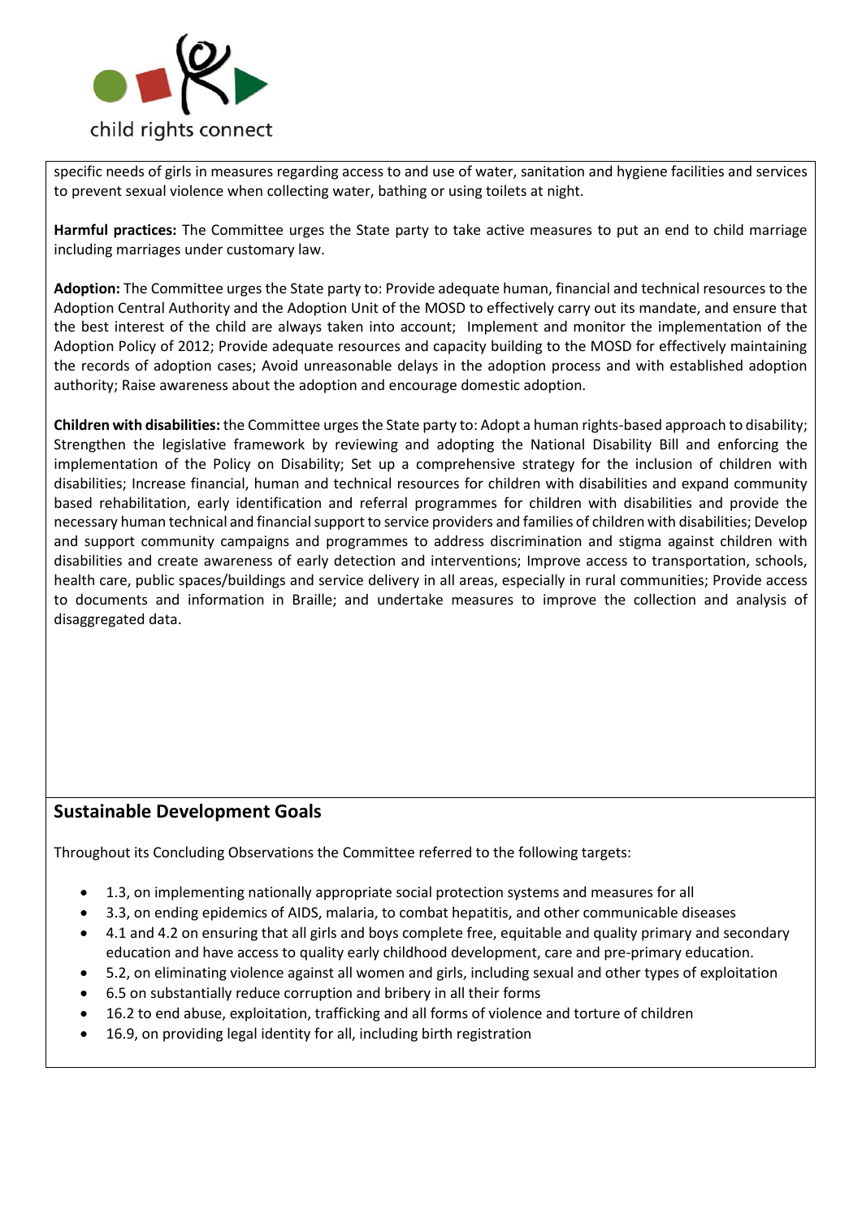specific needs of girls in measures regarding access to and use of water, sanitation and hygiene facilities and services to prevent sexual violence when collecting water, bathing or using toilets at night.

**Harmful practices:** The Committee urges the State party to take active measures to put an end to child marriage including marriages under customary law.

**Adoption:** The Committee urges the State party to: Provide adequate human, financial and technical resources to the Adoption Central Authority and the Adoption Unit of the MOSD to effectively carry out its mandate, and ensure that the best interest of the child are always taken into account; Implement and monitor the implementation of the Adoption Policy of 2012; Provide adequate resources and capacity building to the MOSD for effectively maintaining the records of adoption cases; Avoid unreasonable delays in the adoption process and with established adoption authority; Raise awareness about the adoption and encourage domestic adoption.

**Children with disabilities:** the Committee urges the State party to: Adopt a human rights-based approach to disability; Strengthen the legislative framework by reviewing and adopting the National Disability Bill and enforcing the implementation of the Policy on Disability; Set up a comprehensive strategy for the inclusion of children with disabilities; Increase financial, human and technical resources for children with disabilities and expand community based rehabilitation, early identification and referral programmes for children with disabilities and provide the necessary human technical and financial support to service providers and families of children with disabilities; Develop and support community campaigns and programmes to address discrimination and stigma against children with disabilities and create awareness of early detection and interventions; Improve access to transportation, schools, health care, public spaces/buildings and service delivery in all areas, especially in rural communities; Provide access to documents and information in Braille; and undertake measures to improve the collection and analysis of disaggregated data.

## Sustainable Development Goals

Throughout its Concluding Observations the Committee referred to the following targets:

- 1.3, on implementing nationally appropriate social protection systems and measures for all
- 3.3, on ending epidemics of AIDS, malaria, to combat hepatitis, and other communicable diseases
- 4.1 and 4.2 on ensuring that all girls and boys complete free, equitable and quality primary and secondary education and have access to quality early childhood development, care and pre-primary education.
- 5.2, on eliminating violence against all women and girls, including sexual and other types of exploitation
- 6.5 on substantially reduce corruption and bribery in all their forms
- 16.2 to end abuse, exploitation, trafficking and all forms of violence and torture of children
- 16.9, on providing legal identity for all, including birth registration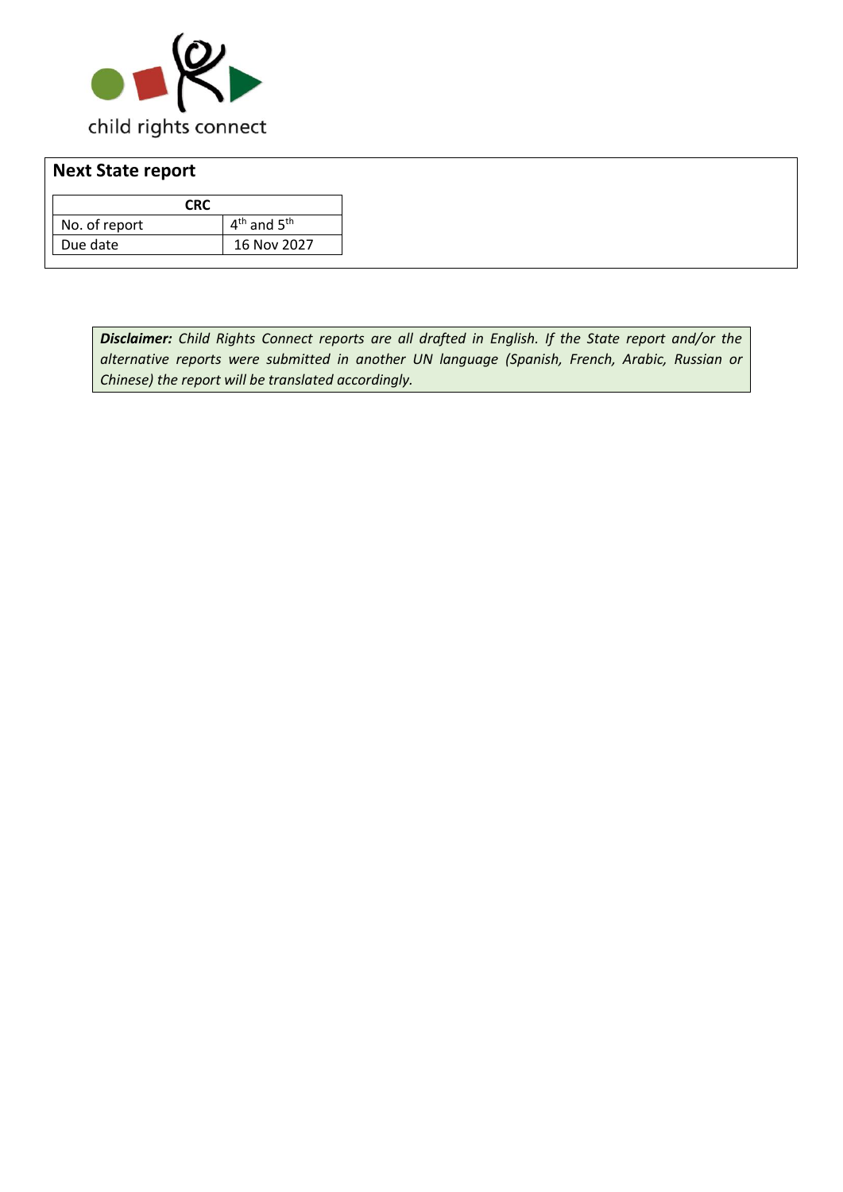child rights connect

## Next State report

| CRC | |
|---|---|
| No. of report | 4th and 5th |
| Due date | 16 Nov 2027 |

***Disclaimer:*** *Child Rights Connect reports are all drafted in English. If the State report and/or the alternative reports were submitted in another UN language (Spanish, French, Arabic, Russian or Chinese) the report will be translated accordingly.*